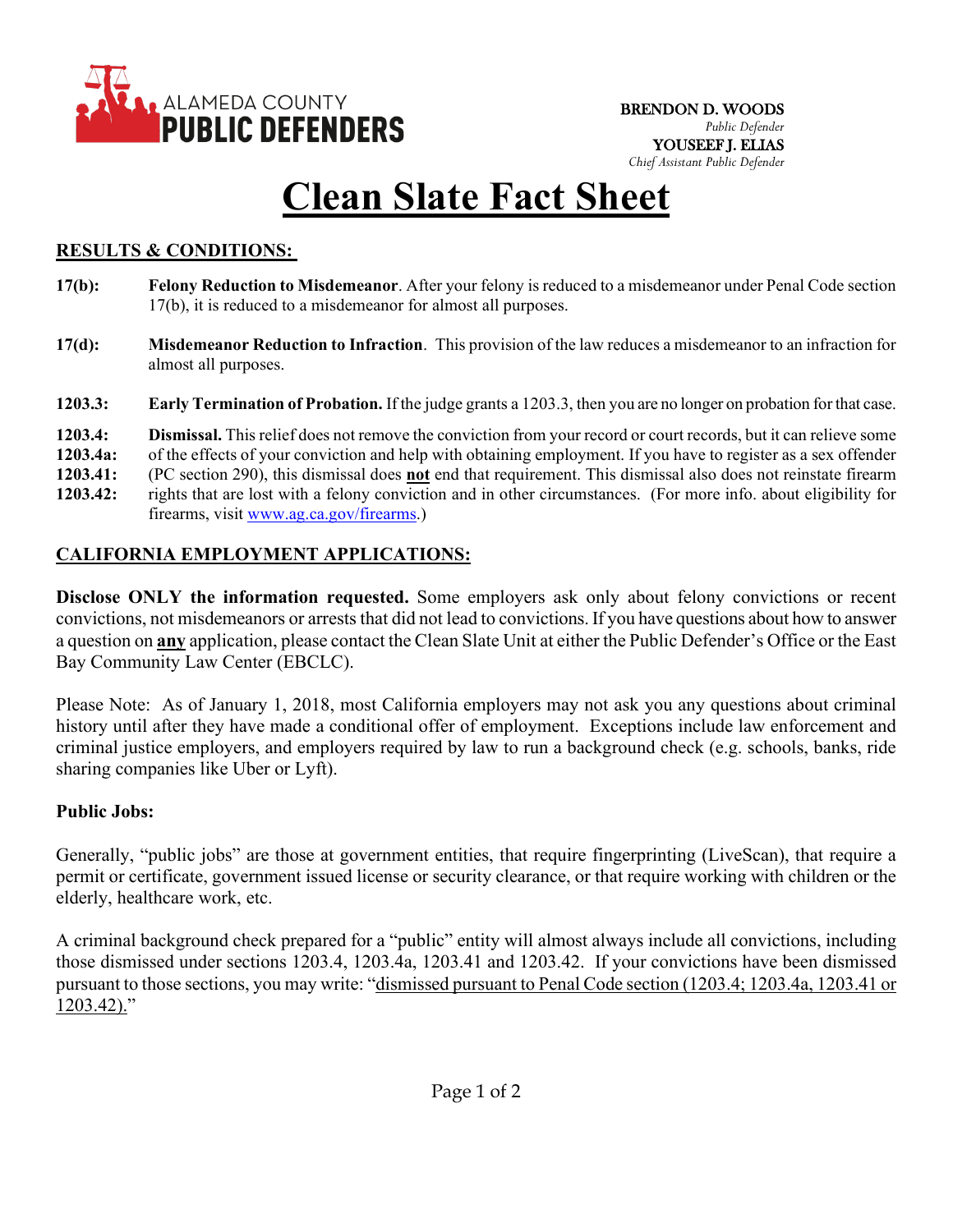**ALAMEDA COUNTY PUBLIC DEFENDERS**

**BRENDON D. WOODS**
*Public Defender*
**YOUSEEF J. ELIAS**
*Chief Assistant Public Defender*

# Clean Slate Fact Sheet

## RESULTS & CONDITIONS:

**17(b):** **Felony Reduction to Misdemeanor**. After your felony is reduced to a misdemeanor under Penal Code section 17(b), it is reduced to a misdemeanor for almost all purposes.

**17(d):** **Misdemeanor Reduction to Infraction**. This provision of the law reduces a misdemeanor to an infraction for almost all purposes.

**1203.3:** **Early Termination of Probation.** If the judge grants a 1203.3, then you are no longer on probation for that case.

**1203.4:**
**1203.4a:**
**1203.41:**
**1203.42:** **Dismissal.** This relief does not remove the conviction from your record or court records, but it can relieve some of the effects of your conviction and help with obtaining employment. If you have to register as a sex offender (PC section 290), this dismissal does **not** end that requirement. This dismissal also does not reinstate firearm rights that are lost with a felony conviction and in other circumstances. (For more info. about eligibility for firearms, visit www.ag.ca.gov/firearms.)

## CALIFORNIA EMPLOYMENT APPLICATIONS:

**Disclose ONLY the information requested.** Some employers ask only about felony convictions or recent convictions, not misdemeanors or arrests that did not lead to convictions. If you have questions about how to answer a question on **any** application, please contact the Clean Slate Unit at either the Public Defender's Office or the East Bay Community Law Center (EBCLC).

Please Note: As of January 1, 2018, most California employers may not ask you any questions about criminal history until after they have made a conditional offer of employment. Exceptions include law enforcement and criminal justice employers, and employers required by law to run a background check (e.g. schools, banks, ride sharing companies like Uber or Lyft).

### Public Jobs:

Generally, "public jobs" are those at government entities, that require fingerprinting (LiveScan), that require a permit or certificate, government issued license or security clearance, or that require working with children or the elderly, healthcare work, etc.

A criminal background check prepared for a "public" entity will almost always include all convictions, including those dismissed under sections 1203.4, 1203.4a, 1203.41 and 1203.42. If your convictions have been dismissed pursuant to those sections, you may write: "dismissed pursuant to Penal Code section (1203.4; 1203.4a, 1203.41 or 1203.42)."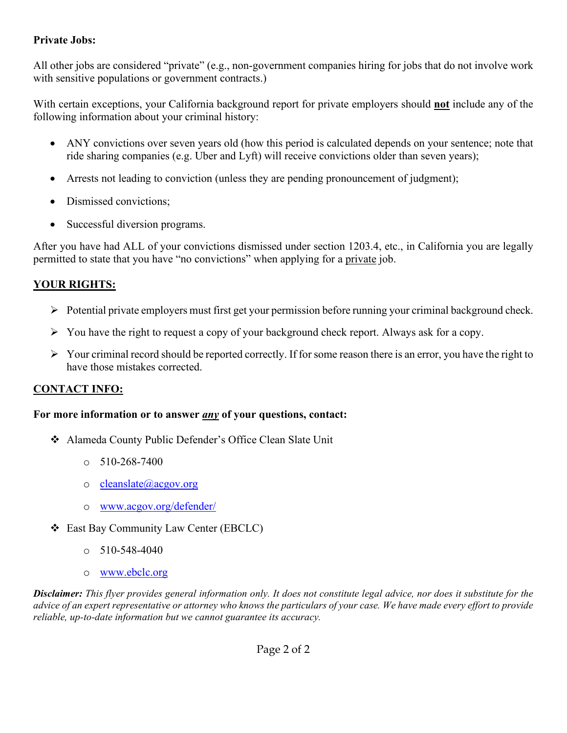**Private Jobs:**

All other jobs are considered "private" (e.g., non-government companies hiring for jobs that do not involve work with sensitive populations or government contracts.)

With certain exceptions, your California background report for private employers should **not** include any of the following information about your criminal history:

- ANY convictions over seven years old (how this period is calculated depends on your sentence; note that ride sharing companies (e.g. Uber and Lyft) will receive convictions older than seven years);
- Arrests not leading to conviction (unless they are pending pronouncement of judgment);
- Dismissed convictions;
- Successful diversion programs.

After you have had ALL of your convictions dismissed under section 1203.4, etc., in California you are legally permitted to state that you have "no convictions" when applying for a private job.

## YOUR RIGHTS:

- Potential private employers must first get your permission before running your criminal background check.
- You have the right to request a copy of your background check report. Always ask for a copy.
- Your criminal record should be reported correctly. If for some reason there is an error, you have the right to have those mistakes corrected.

## CONTACT INFO:

**For more information or to answer *any* of your questions, contact:**

- Alameda County Public Defender's Office Clean Slate Unit
  - 510-268-7400
  - cleanslate@acgov.org
  - www.acgov.org/defender/
- East Bay Community Law Center (EBCLC)
  - 510-548-4040
  - www.ebclc.org

***Disclaimer:*** *This flyer provides general information only. It does not constitute legal advice, nor does it substitute for the advice of an expert representative or attorney who knows the particulars of your case. We have made every effort to provide reliable, up-to-date information but we cannot guarantee its accuracy.*